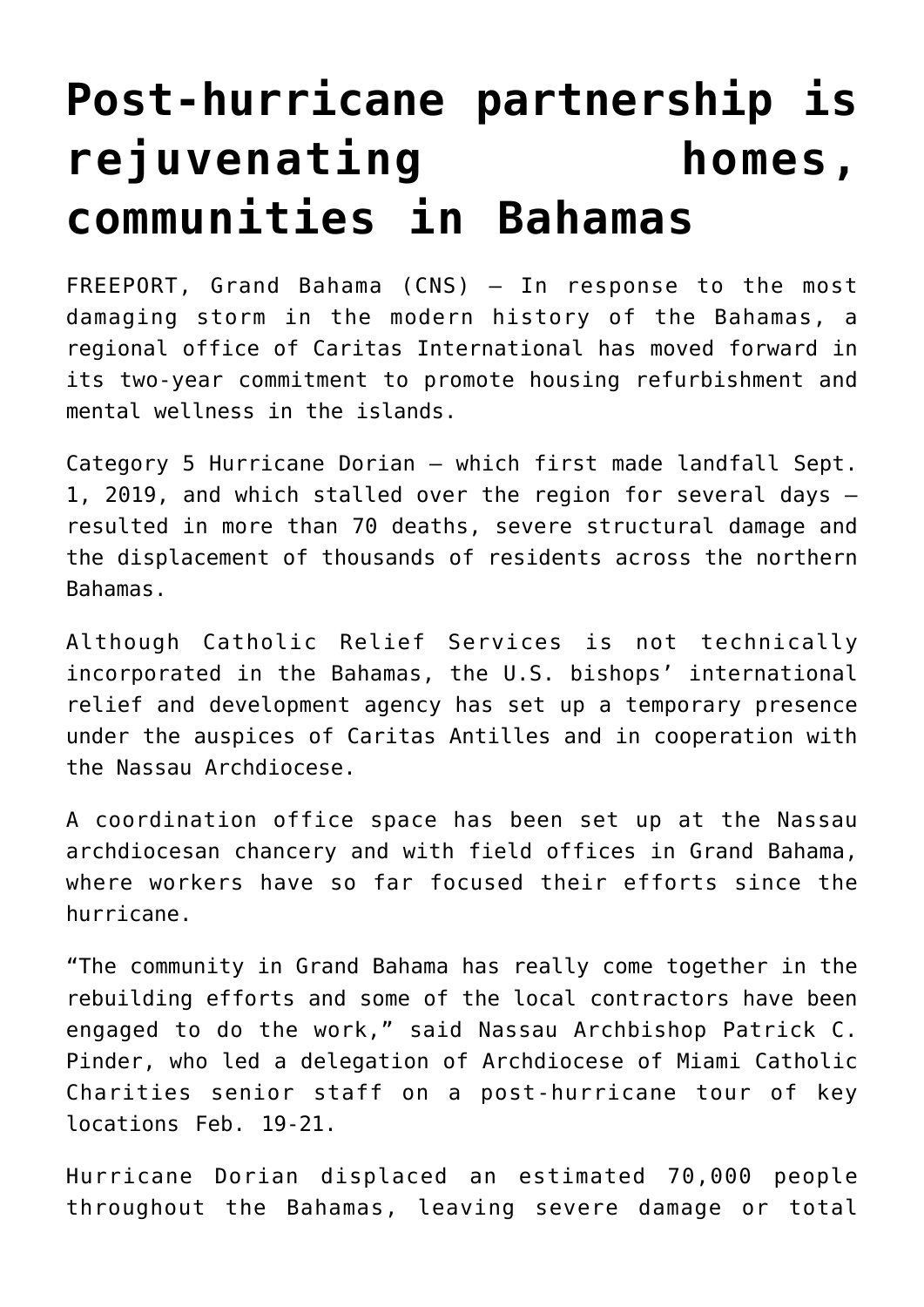# Post-hurricane partnership is rejuvenating homes, communities in Bahamas

FREEPORT, Grand Bahama (CNS) — In response to the most damaging storm in the modern history of the Bahamas, a regional office of Caritas International has moved forward in its two-year commitment to promote housing refurbishment and mental wellness in the islands.

Category 5 Hurricane Dorian — which first made landfall Sept. 1, 2019, and which stalled over the region for several days — resulted in more than 70 deaths, severe structural damage and the displacement of thousands of residents across the northern Bahamas.

Although Catholic Relief Services is not technically incorporated in the Bahamas, the U.S. bishops' international relief and development agency has set up a temporary presence under the auspices of Caritas Antilles and in cooperation with the Nassau Archdiocese.

A coordination office space has been set up at the Nassau archdiocesan chancery and with field offices in Grand Bahama, where workers have so far focused their efforts since the hurricane.

"The community in Grand Bahama has really come together in the rebuilding efforts and some of the local contractors have been engaged to do the work," said Nassau Archbishop Patrick C. Pinder, who led a delegation of Archdiocese of Miami Catholic Charities senior staff on a post-hurricane tour of key locations Feb. 19-21.

Hurricane Dorian displaced an estimated 70,000 people throughout the Bahamas, leaving severe damage or total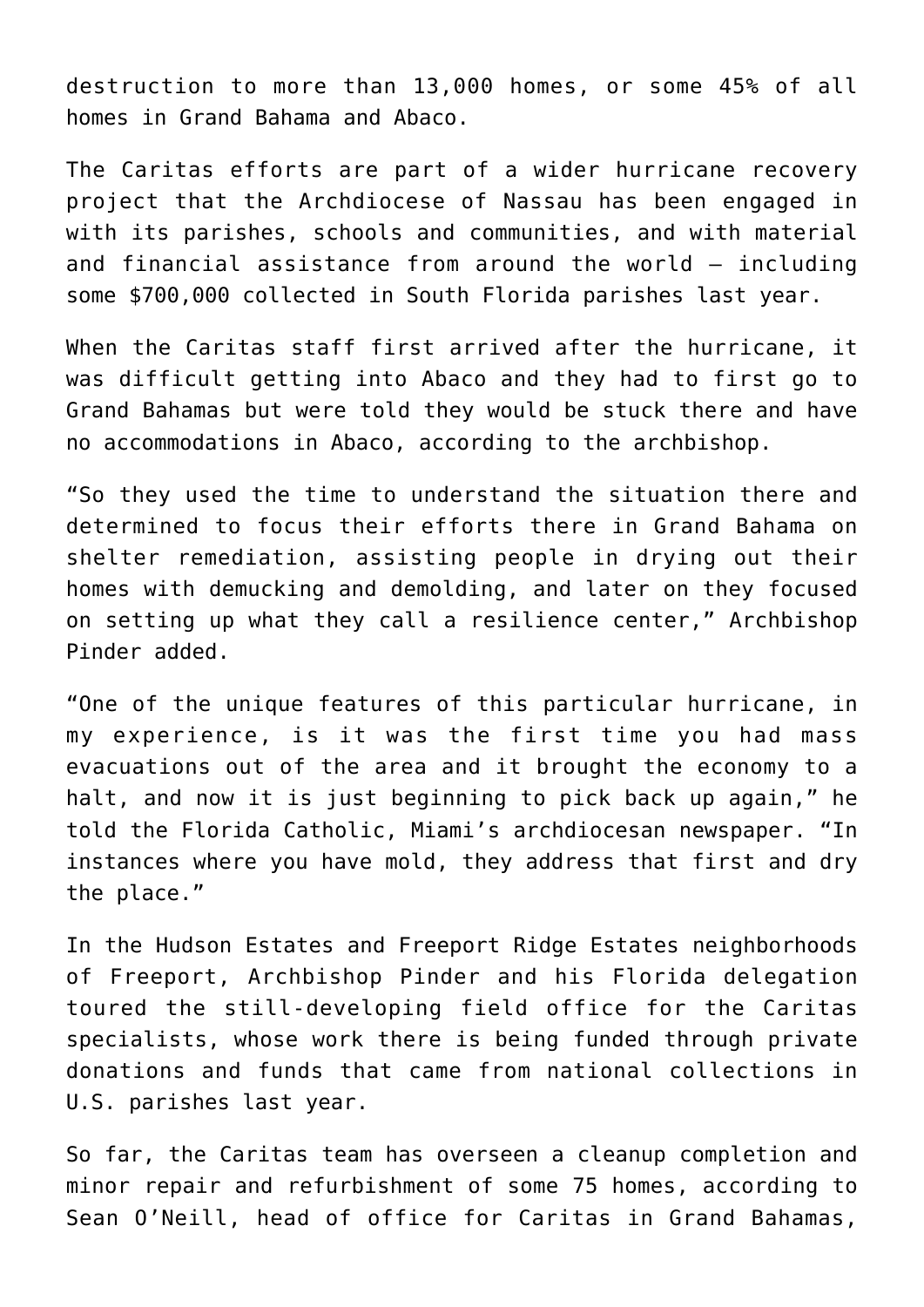destruction to more than 13,000 homes, or some 45% of all homes in Grand Bahama and Abaco.

The Caritas efforts are part of a wider hurricane recovery project that the Archdiocese of Nassau has been engaged in with its parishes, schools and communities, and with material and financial assistance from around the world – including some $700,000 collected in South Florida parishes last year.

When the Caritas staff first arrived after the hurricane, it was difficult getting into Abaco and they had to first go to Grand Bahamas but were told they would be stuck there and have no accommodations in Abaco, according to the archbishop.

"So they used the time to understand the situation there and determined to focus their efforts there in Grand Bahama on shelter remediation, assisting people in drying out their homes with demucking and demolding, and later on they focused on setting up what they call a resilience center," Archbishop Pinder added.

"One of the unique features of this particular hurricane, in my experience, is it was the first time you had mass evacuations out of the area and it brought the economy to a halt, and now it is just beginning to pick back up again," he told the Florida Catholic, Miami's archdiocesan newspaper. "In instances where you have mold, they address that first and dry the place."

In the Hudson Estates and Freeport Ridge Estates neighborhoods of Freeport, Archbishop Pinder and his Florida delegation toured the still-developing field office for the Caritas specialists, whose work there is being funded through private donations and funds that came from national collections in U.S. parishes last year.

So far, the Caritas team has overseen a cleanup completion and minor repair and refurbishment of some 75 homes, according to Sean O'Neill, head of office for Caritas in Grand Bahamas,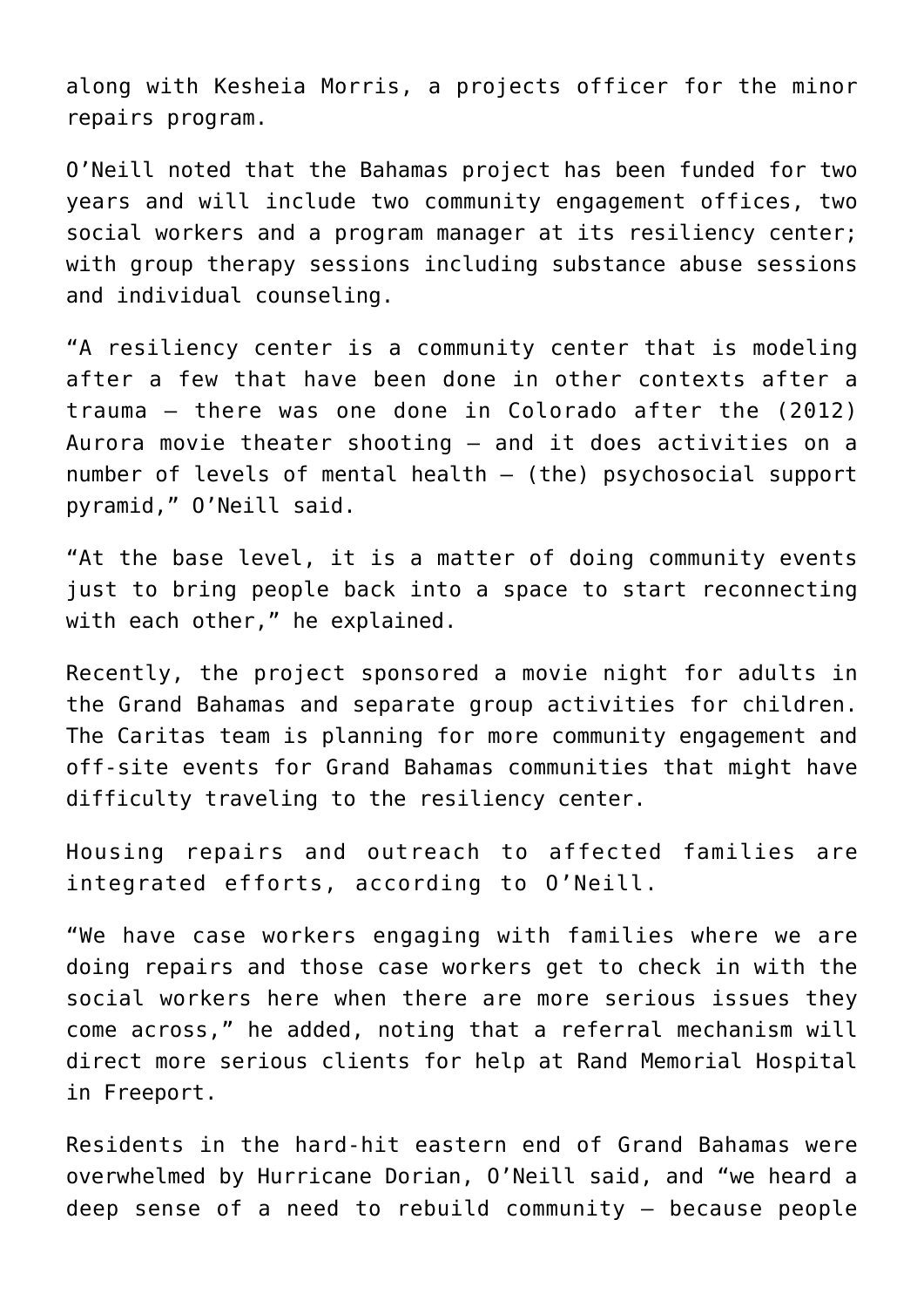along with Kesheia Morris, a projects officer for the minor repairs program.

O'Neill noted that the Bahamas project has been funded for two years and will include two community engagement offices, two social workers and a program manager at its resiliency center; with group therapy sessions including substance abuse sessions and individual counseling.

"A resiliency center is a community center that is modeling after a few that have been done in other contexts after a trauma – there was one done in Colorado after the (2012) Aurora movie theater shooting – and it does activities on a number of levels of mental health – (the) psychosocial support pyramid," O'Neill said.

"At the base level, it is a matter of doing community events just to bring people back into a space to start reconnecting with each other," he explained.

Recently, the project sponsored a movie night for adults in the Grand Bahamas and separate group activities for children. The Caritas team is planning for more community engagement and off-site events for Grand Bahamas communities that might have difficulty traveling to the resiliency center.

Housing repairs and outreach to affected families are integrated efforts, according to O'Neill.

"We have case workers engaging with families where we are doing repairs and those case workers get to check in with the social workers here when there are more serious issues they come across," he added, noting that a referral mechanism will direct more serious clients for help at Rand Memorial Hospital in Freeport.

Residents in the hard-hit eastern end of Grand Bahamas were overwhelmed by Hurricane Dorian, O'Neill said, and "we heard a deep sense of a need to rebuild community – because people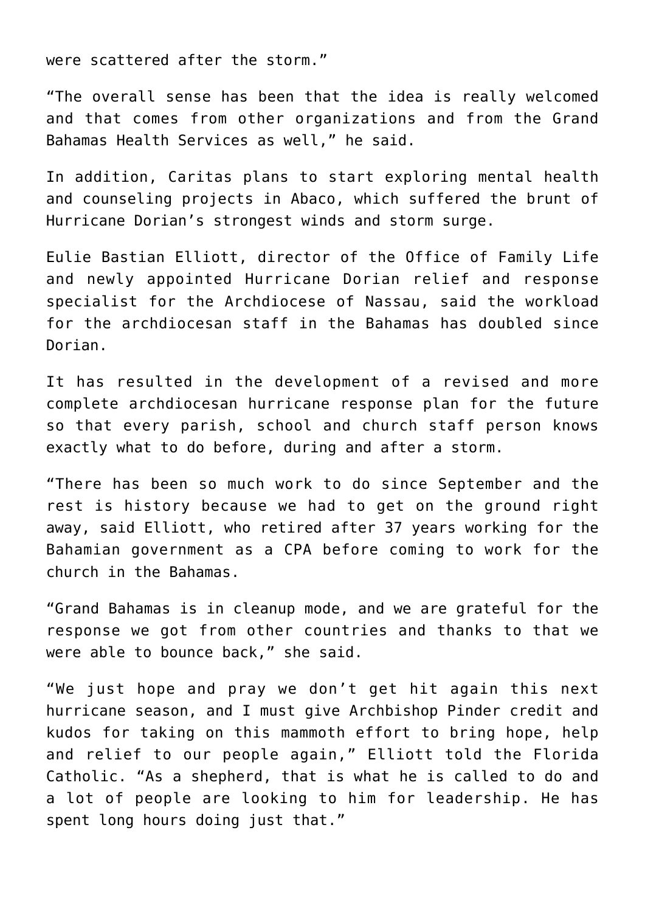were scattered after the storm."

"The overall sense has been that the idea is really welcomed and that comes from other organizations and from the Grand Bahamas Health Services as well," he said.

In addition, Caritas plans to start exploring mental health and counseling projects in Abaco, which suffered the brunt of Hurricane Dorian's strongest winds and storm surge.

Eulie Bastian Elliott, director of the Office of Family Life and newly appointed Hurricane Dorian relief and response specialist for the Archdiocese of Nassau, said the workload for the archdiocesan staff in the Bahamas has doubled since Dorian.

It has resulted in the development of a revised and more complete archdiocesan hurricane response plan for the future so that every parish, school and church staff person knows exactly what to do before, during and after a storm.

"There has been so much work to do since September and the rest is history because we had to get on the ground right away, said Elliott, who retired after 37 years working for the Bahamian government as a CPA before coming to work for the church in the Bahamas.

"Grand Bahamas is in cleanup mode, and we are grateful for the response we got from other countries and thanks to that we were able to bounce back," she said.

"We just hope and pray we don't get hit again this next hurricane season, and I must give Archbishop Pinder credit and kudos for taking on this mammoth effort to bring hope, help and relief to our people again," Elliott told the Florida Catholic. "As a shepherd, that is what he is called to do and a lot of people are looking to him for leadership. He has spent long hours doing just that."